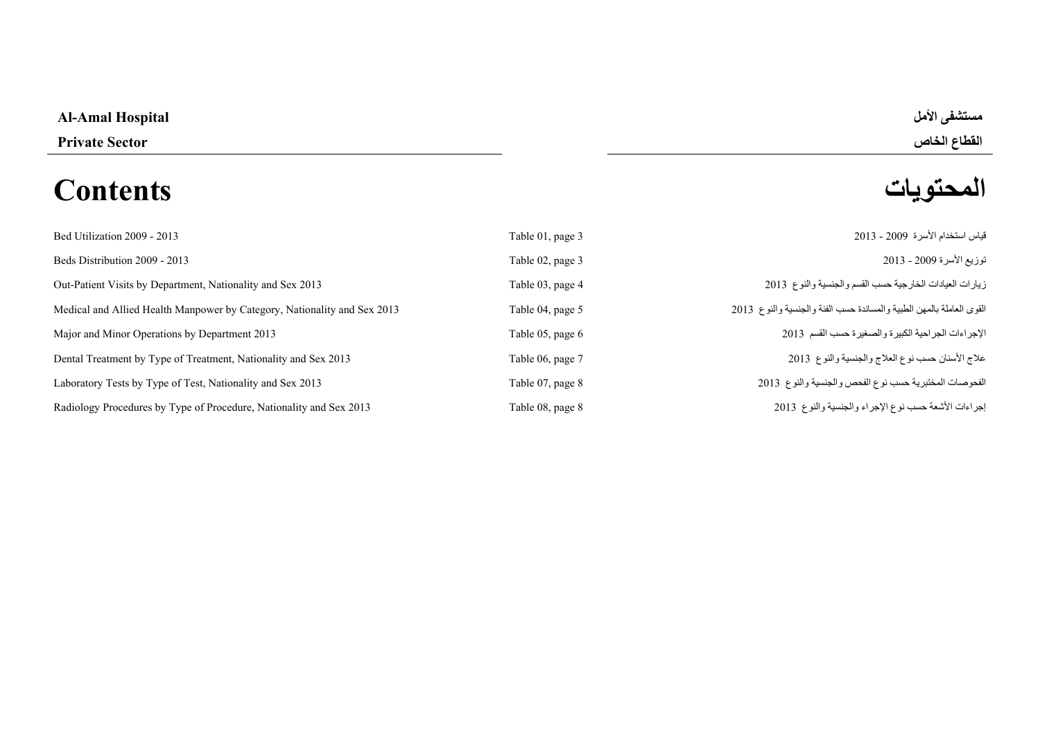**Al-Amal Hospital** **مستشفى الأمل**

**Private Sector** **القطاع الخاص**

# Contents المحتويات

| | | |
|---|---|---|
| Bed Utilization 2009 - 2013 | Table 01, page 3 | قياس استخدام الأسرة 2009 - 2013 |
| Beds Distribution 2009 - 2013 | Table 02, page 3 | توزيع الأسرة 2009 - 2013 |
| Out-Patient Visits by Department, Nationality and Sex 2013 | Table 03, page 4 | زيارات العيادات الخارجية حسب القسم والجنسية والنوع 2013 |
| Medical and Allied Health Manpower by Category, Nationality and Sex 2013 | Table 04, page 5 | القوى العاملة بالمهن الطبية والمساندة حسب الفئة والجنسية والنوع 2013 |
| Major and Minor Operations by Department 2013 | Table 05, page 6 | الإجراءات الجراحية الكبيرة والصغيرة حسب القسم 2013 |
| Dental Treatment by Type of Treatment, Nationality and Sex 2013 | Table 06, page 7 | علاج الأسنان حسب نوع العلاج والجنسية والنوع 2013 |
| Laboratory Tests by Type of Test, Nationality and Sex 2013 | Table 07, page 8 | الفحوصات المختبرية حسب نوع الفحص والجنسية والنوع 2013 |
| Radiology Procedures by Type of Procedure, Nationality and Sex 2013 | Table 08, page 8 | إجراءات الأشعة حسب نوع الإجراء والجنسية والنوع 2013 |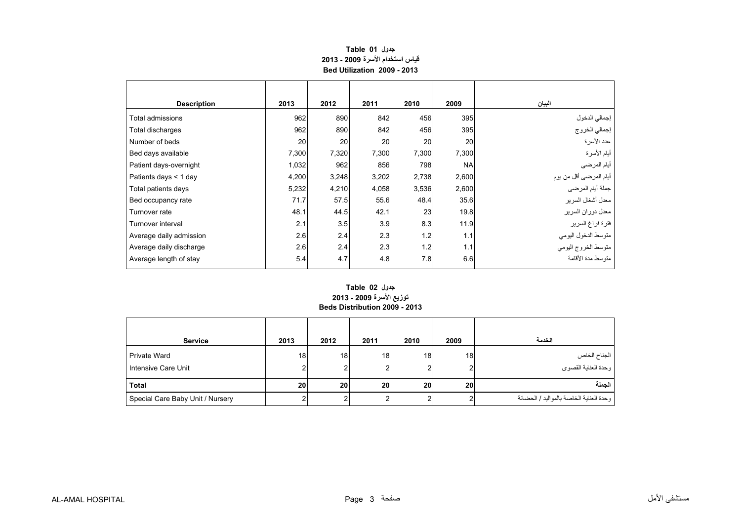## جدول Table 01
## قياس استخدام الأسرة 2009 - 2013
## Bed Utilization 2009 - 2013

| Description | 2013 | 2012 | 2011 | 2010 | 2009 | البيان |
|---|---|---|---|---|---|---|
| Total admissions | 962 | 890 | 842 | 456 | 395 | إجمالي الدخول |
| Total discharges | 962 | 890 | 842 | 456 | 395 | إجمالي الخروج |
| Number of beds | 20 | 20 | 20 | 20 | 20 | عدد الأسرة |
| Bed days available | 7,300 | 7,320 | 7,300 | 7,300 | 7,300 | أيام الأسرة |
| Patient days-overnight | 1,032 | 962 | 856 | 798 | NA | أيام المرضى |
| Patients days < 1 day | 4,200 | 3,248 | 3,202 | 2,738 | 2,600 | أيام المرضى أقل من يوم |
| Total patients days | 5,232 | 4,210 | 4,058 | 3,536 | 2,600 | جملة أيام المرضى |
| Bed occupancy rate | 71.7 | 57.5 | 55.6 | 48.4 | 35.6 | معدل أشغال السرير |
| Turnover rate | 48.1 | 44.5 | 42.1 | 23 | 19.8 | معدل دوران السرير |
| Turnover interval | 2.1 | 3.5 | 3.9 | 8.3 | 11.9 | فترة فراغ السرير |
| Average daily admission | 2.6 | 2.4 | 2.3 | 1.2 | 1.1 | متوسط الدخول اليومي |
| Average daily discharge | 2.6 | 2.4 | 2.3 | 1.2 | 1.1 | متوسط الخروج اليومي |
| Average length of stay | 5.4 | 4.7 | 4.8 | 7.8 | 6.6 | متوسط مدة الأقامة |

## جدول Table 02
## توزيع الأسرة 2009 - 2013
## Beds Distribution 2009 - 2013

| Service | 2013 | 2012 | 2011 | 2010 | 2009 | الخدمة |
|---|---|---|---|---|---|---|
| Private Ward | 18 | 18 | 18 | 18 | 18 | الجناح الخاص |
| Intensive Care Unit | 2 | 2 | 2 | 2 | 2 | وحدة العناية القصوى |
| **Total** | **20** | **20** | **20** | **20** | **20** | **الجملة** |
| Special Care Baby Unit / Nursery | 2 | 2 | 2 | 2 | 2 | وحدة العناية الخاصة بالمواليد / الحضانة |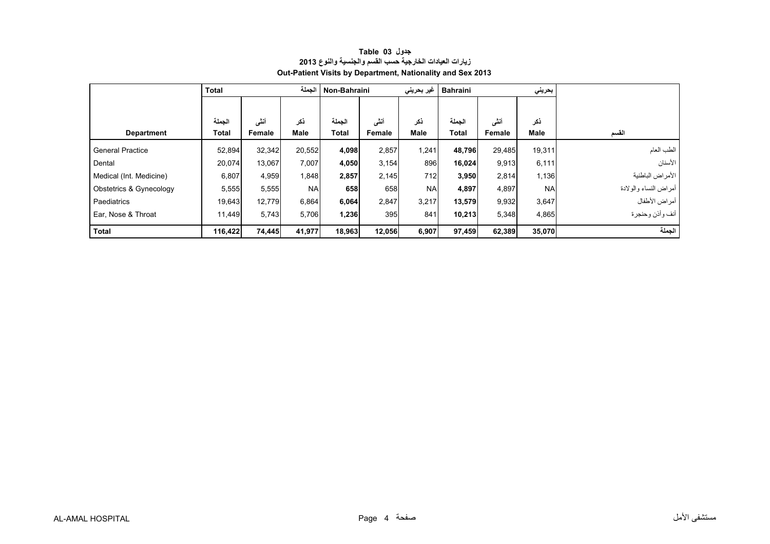**Table 03 جدول**

**زيارات العيادات الخارجية حسب القسم والجنسية والنوع 2013**

**Out-Patient Visits by Department, Nationality and Sex 2013**

| | Total | | الجملة | Non-Bahraini | | غير بحريني | Bahraini | | بحريني | |
|---|---|---|---|---|---|---|---|---|---|---|
| **Department** | الجملة **Total** | أنثى **Female** | ذكر **Male** | الجملة **Total** | أنثى **Female** | ذكر **Male** | الجملة **Total** | أنثى **Female** | ذكر **Male** | القسم |
| General Practice | 52,894 | 32,342 | 20,552 | **4,098** | 2,857 | 1,241 | **48,796** | 29,485 | 19,311 | الطب العام |
| Dental | 20,074 | 13,067 | 7,007 | **4,050** | 3,154 | 896 | **16,024** | 9,913 | 6,111 | الأسنان |
| Medical (Int. Medicine) | 6,807 | 4,959 | 1,848 | **2,857** | 2,145 | 712 | **3,950** | 2,814 | 1,136 | الأمراض الباطنية |
| Obstetrics & Gynecology | 5,555 | 5,555 | NA | **658** | 658 | NA | **4,897** | 4,897 | NA | أمراض النساء والولادة |
| Paediatrics | 19,643 | 12,779 | 6,864 | **6,064** | 2,847 | 3,217 | **13,579** | 9,932 | 3,647 | أمراض الأطفال |
| Ear, Nose & Throat | 11,449 | 5,743 | 5,706 | **1,236** | 395 | 841 | **10,213** | 5,348 | 4,865 | أنف وأذن وحنجرة |
| **Total** | **116,422** | **74,445** | **41,977** | **18,963** | **12,056** | **6,907** | **97,459** | **62,389** | **35,070** | **الجملة** |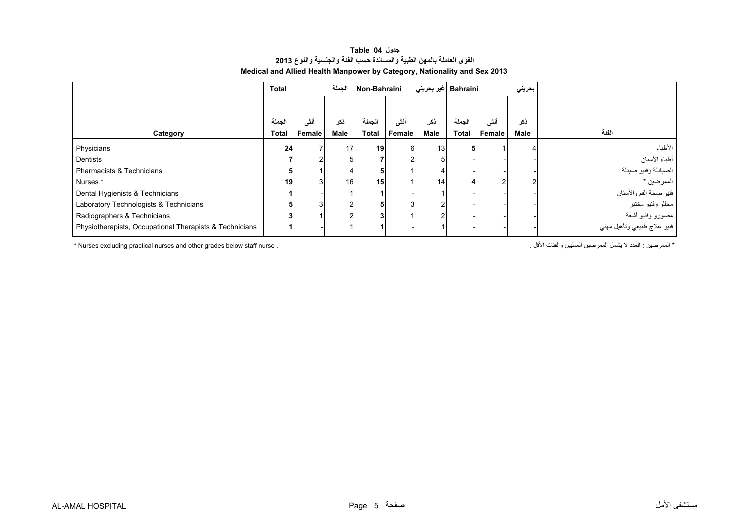**Table 04 جدول**

**القوى العاملة بالمهن الطبية والمساندة حسب الفئة والجنسية والنوع 2013**

**Medical and Allied Health Manpower by Category, Nationality and Sex 2013**

| | Total | | الجملة | Non-Bahraini | | غير بحريني | Bahraini | | بحريني | |
|---|---|---|---|---|---|---|---|---|---|---|
| **Category** | **الجملة Total** | **أنثى Female** | **ذكر Male** | **الجملة Total** | **أنثى Female** | **ذكر Male** | **الجملة Total** | **أنثى Female** | **ذكر Male** | **الفئة** |
| Physicians | **24** | 7 | 17 | **19** | 6 | 13 | **5** | 1 | 4 | الأطباء |
| Dentists | **7** | 2 | 5 | **7** | 2 | 5 | - | - | - | أطباء الأسنان |
| Pharmacists & Technicians | **5** | 1 | 4 | **5** | 1 | 4 | - | - | - | الصيادلة وفنيو صيدلة |
| Nurses * | **19** | 3 | 16 | **15** | 1 | 14 | **4** | 2 | 2 | الممرضين * |
| Dental Hygienists & Technicians | **1** | - | 1 | **1** | - | 1 | - | - | - | فنيو صحة الفم والأسنان |
| Laboratory Technologists & Technicians | **5** | 3 | 2 | **5** | 3 | 2 | - | - | - | محللو وفنيو مختبر |
| Radiographers & Technicians | **3** | 1 | 2 | **3** | 1 | 2 | - | - | - | مصورو وفنيو أشعة |
| Physiotherapists, Occupational Therapists & Technicians | **1** | - | 1 | **1** | - | 1 | - | - | - | فنيو علاج طبيعي وتأهيل مهني |

* Nurses excluding practical nurses and other grades below staff nurse .

* الممرضين : العدد لا يشمل الممرضين العمليين والفئات الأقل .

AL-AMAL HOSPITAL — مستشفى الأمل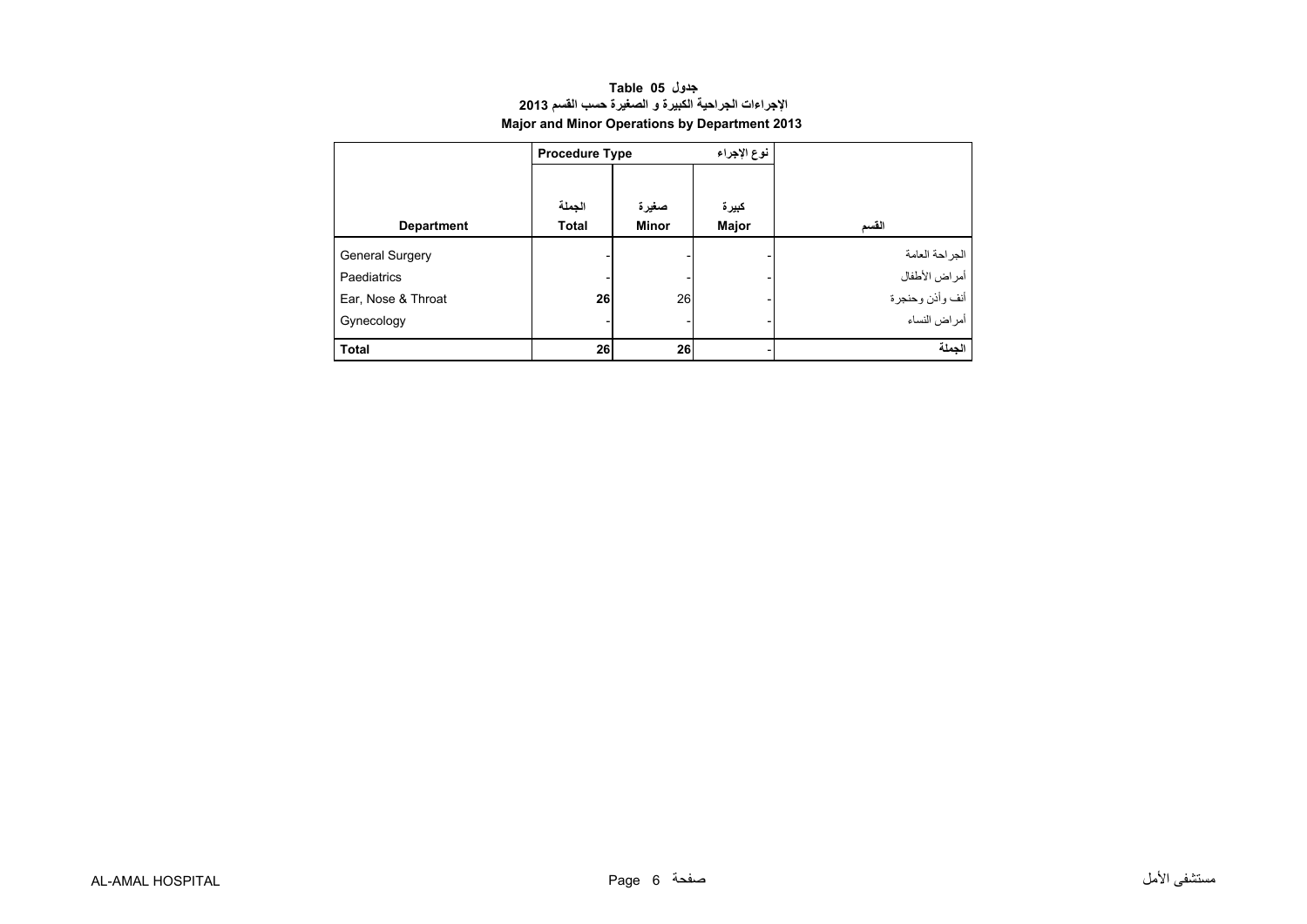**جدول Table 05**

**الاجراءات الجراحية الكبيرة و الصغيرة حسب القسم 2013**

**Major and Minor Operations by Department 2013**

| Department | Procedure Type نوع الإجراء | | | القسم |
|---|---|---|---|---|
| | الجملة<br>**Total** | صغيرة<br>**Minor** | كبيرة<br>**Major** | |
| General Surgery | - | - | - | الجراحة العامة |
| Paediatrics | - | - | - | أمراض الأطفال |
| Ear, Nose & Throat | **26** | 26 | - | أنف وأذن وحنجرة |
| Gynecology | - | - | - | أمراض النساء |
| **Total** | **26** | **26** | - | **الجملة** |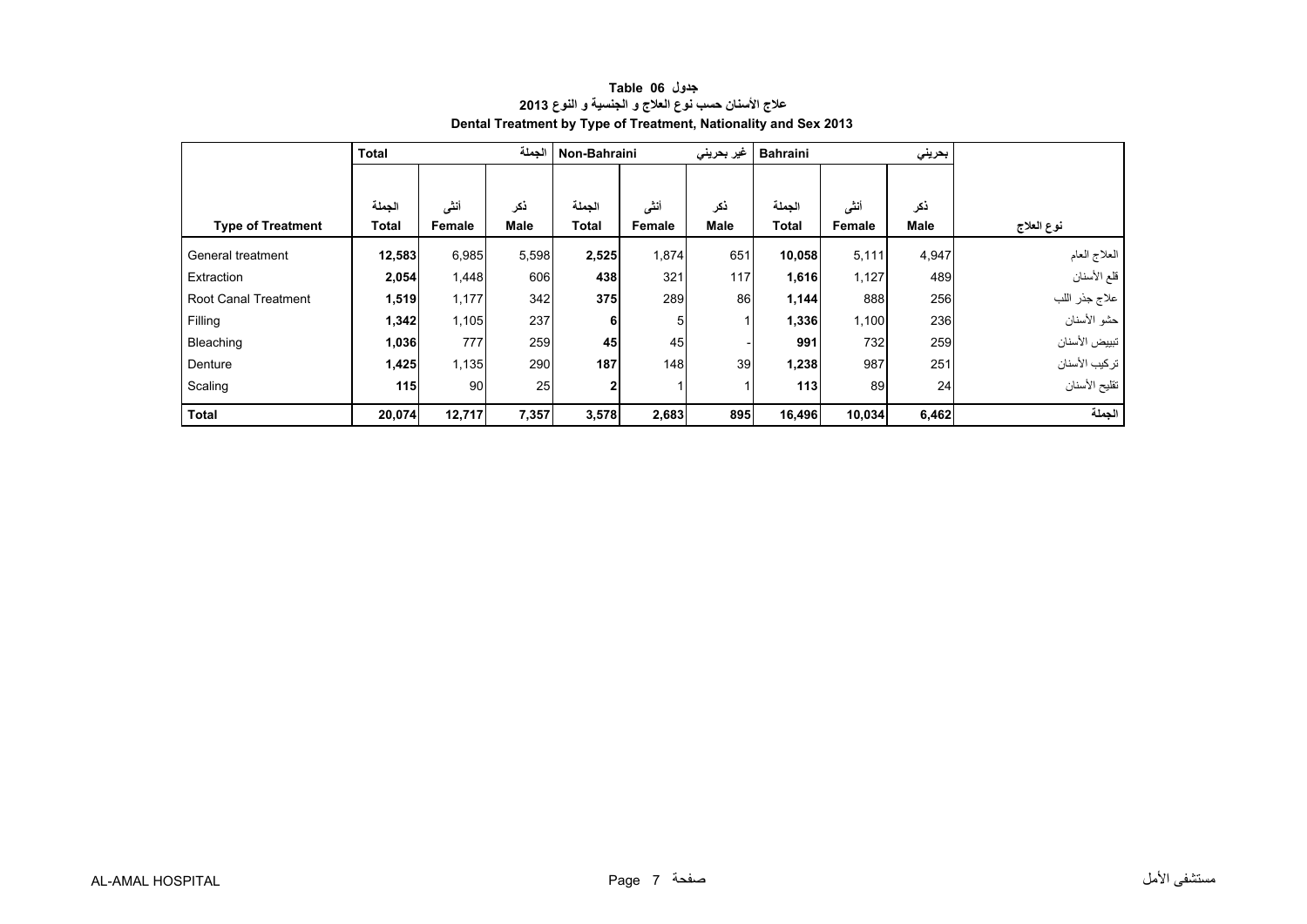**Table 06 جدول**

**علاج الأسنان حسب نوع العلاج و الجنسية و النوع 2013**

**Dental Treatment by Type of Treatment, Nationality and Sex 2013**

| | Total | | الجملة | Non-Bahraini | | غير بحريني | Bahraini | | بحريني | |
|---|---|---|---|---|---|---|---|---|---|---|
| **Type of Treatment** | الجملة **Total** | أنثى **Female** | ذكر **Male** | الجملة **Total** | أنثى **Female** | ذكر **Male** | الجملة **Total** | أنثى **Female** | ذكر **Male** | **نوع العلاج** |
| General treatment | **12,583** | 6,985 | 5,598 | **2,525** | 1,874 | 651 | **10,058** | 5,111 | 4,947 | العلاج العام |
| Extraction | **2,054** | 1,448 | 606 | **438** | 321 | 117 | **1,616** | 1,127 | 489 | قلع الأسنان |
| Root Canal Treatment | **1,519** | 1,177 | 342 | **375** | 289 | 86 | **1,144** | 888 | 256 | علاج جذر اللب |
| Filling | **1,342** | 1,105 | 237 | **6** | 5 | 1 | **1,336** | 1,100 | 236 | حشو الأسنان |
| Bleaching | **1,036** | 777 | 259 | **45** | 45 | - | **991** | 732 | 259 | تبييض الأسنان |
| Denture | **1,425** | 1,135 | 290 | **187** | 148 | 39 | **1,238** | 987 | 251 | تركيب الأسنان |
| Scaling | **115** | 90 | 25 | **2** | 1 | 1 | **113** | 89 | 24 | تقليح الأسنان |
| **Total** | **20,074** | **12,717** | **7,357** | **3,578** | **2,683** | **895** | **16,496** | **10,034** | **6,462** | **الجملة** |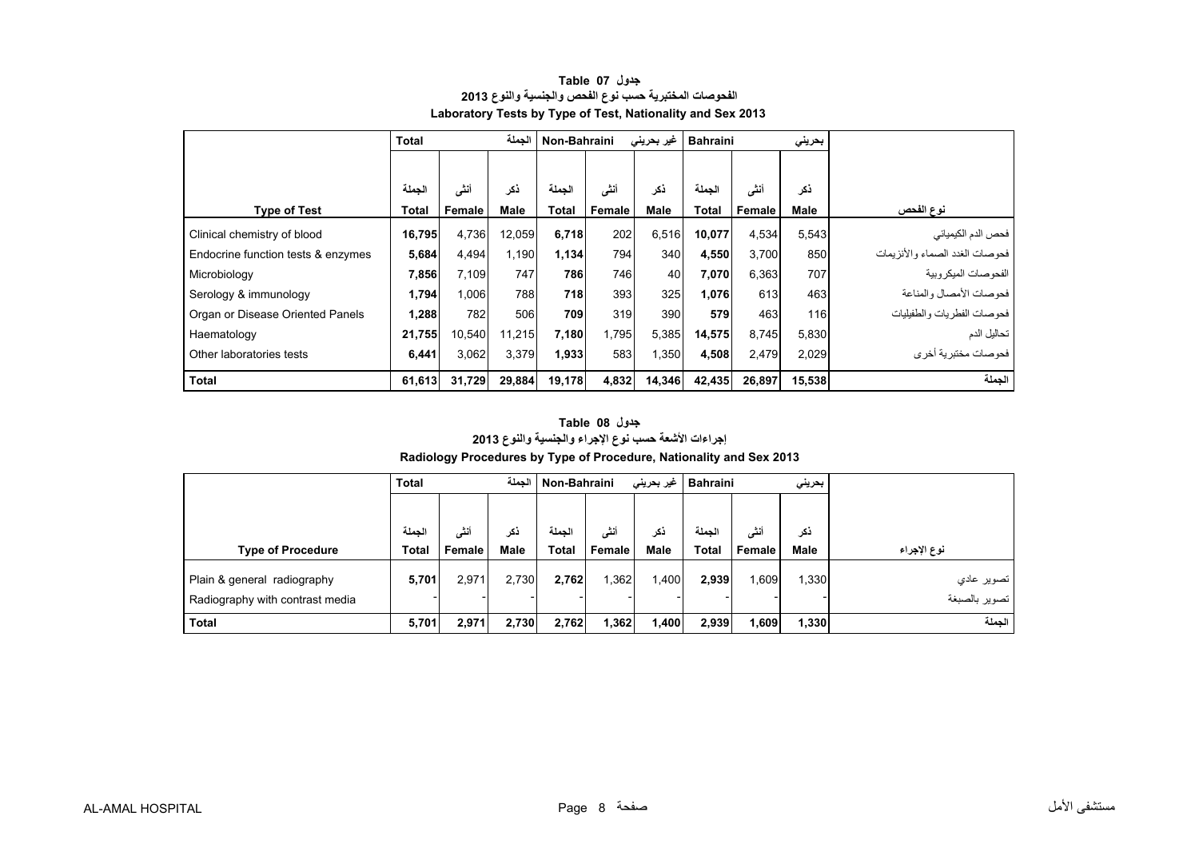**جدول Table 07**

**الفحوصات المختبرية حسب نوع الفحص والجنسية والنوع 2013**

**Laboratory Tests by Type of Test, Nationality and Sex 2013**

| | Total | | الجملة | Non-Bahraini | | غير بحريني | Bahraini | | بحريني | |
|---|---|---|---|---|---|---|---|---|---|---|
| | الجملة | أنثى | ذكر | الجملة | أنثى | ذكر | الجملة | أنثى | ذكر | |
| **Type of Test** | **Total** | **Female** | **Male** | **Total** | **Female** | **Male** | **Total** | **Female** | **Male** | **نوع الفحص** |
| Clinical chemistry of blood | **16,795** | 4,736 | 12,059 | **6,718** | 202 | 6,516 | **10,077** | 4,534 | 5,543 | فحص الدم الكيميائي |
| Endocrine function tests & enzymes | **5,684** | 4,494 | 1,190 | **1,134** | 794 | 340 | **4,550** | 3,700 | 850 | فحوصات الغدد الصماء والأنزيمات |
| Microbiology | **7,856** | 7,109 | 747 | **786** | 746 | 40 | **7,070** | 6,363 | 707 | الفحوصات الميكروبية |
| Serology & immunology | **1,794** | 1,006 | 788 | **718** | 393 | 325 | **1,076** | 613 | 463 | فحوصات الأمصال والمناعة |
| Organ or Disease Oriented Panels | **1,288** | 782 | 506 | **709** | 319 | 390 | **579** | 463 | 116 | فحوصات الفطريات والطفيليات |
| Haematology | **21,755** | 10,540 | 11,215 | **7,180** | 1,795 | 5,385 | **14,575** | 8,745 | 5,830 | تحاليل الدم |
| Other laboratories tests | **6,441** | 3,062 | 3,379 | **1,933** | 583 | 1,350 | **4,508** | 2,479 | 2,029 | فحوصات مختبرية أخرى |
| **Total** | **61,613** | **31,729** | **29,884** | **19,178** | **4,832** | **14,346** | **42,435** | **26,897** | **15,538** | **الجملة** |

**جدول Table 08**

**إجراءات الأشعة حسب نوع الإجراء والجنسية والنوع 2013**

**Radiology Procedures by Type of Procedure, Nationality and Sex 2013**

| | Total | | الجملة | Non-Bahraini | | غير بحريني | Bahraini | | بحريني | |
|---|---|---|---|---|---|---|---|---|---|---|
| | الجملة | أنثى | ذكر | الجملة | أنثى | ذكر | الجملة | أنثى | ذكر | |
| **Type of Procedure** | **Total** | **Female** | **Male** | **Total** | **Female** | **Male** | **Total** | **Female** | **Male** | **نوع الإجراء** |
| Plain & general radiography | **5,701** | 2,971 | 2,730 | **2,762** | 1,362 | 1,400 | **2,939** | 1,609 | 1,330 | تصوير عادي |
| Radiography with contrast media | - | - | - | - | - | - | - | - | - | تصوير بالصبغة |
| **Total** | **5,701** | **2,971** | **2,730** | **2,762** | **1,362** | **1,400** | **2,939** | **1,609** | **1,330** | **الجملة** |